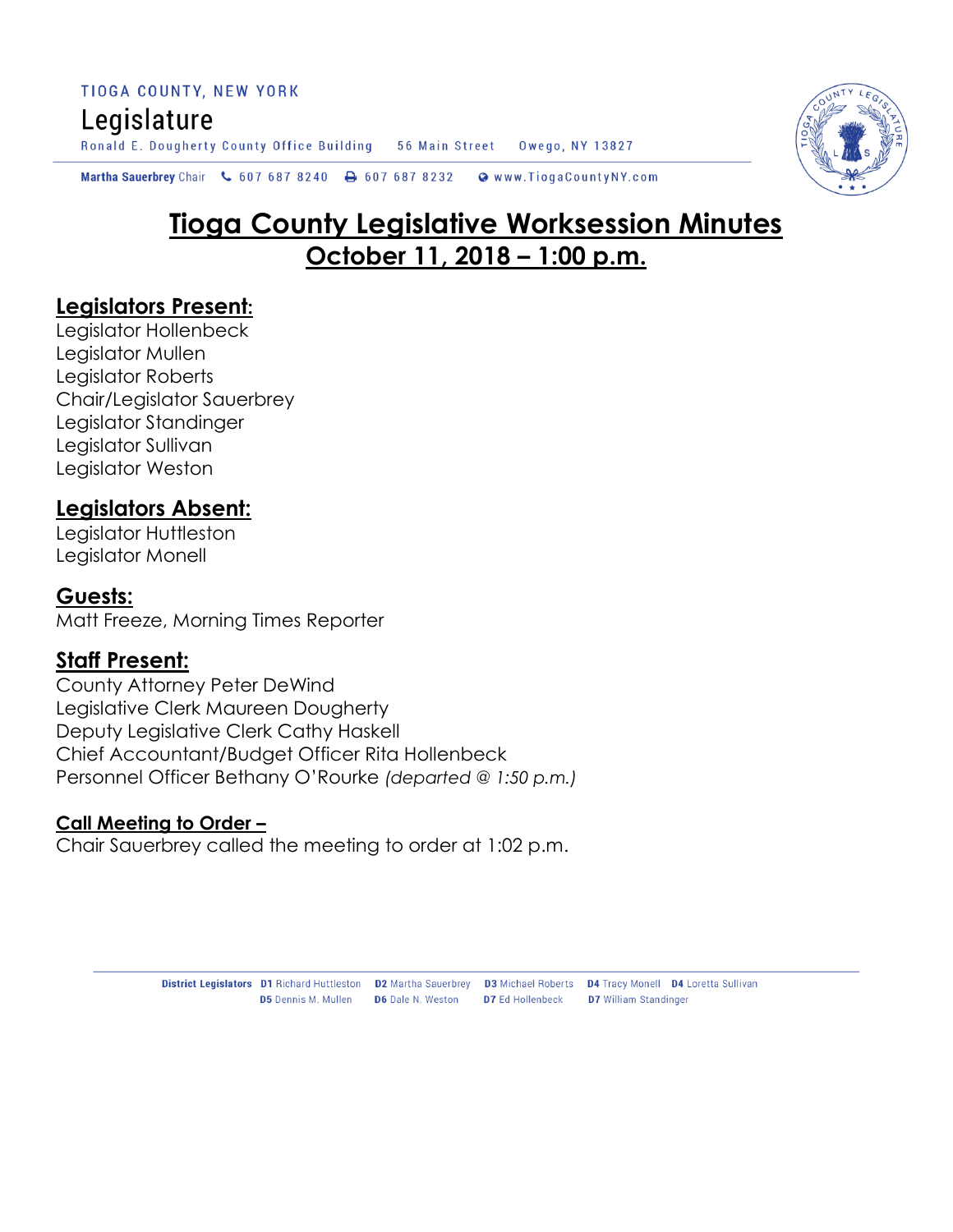TIOGA COUNTY, NEW YORK

Legislature

Ronald E. Dougherty County Office Building 56 Main Street Owego, NY 13827

Martha Sauerbrey Chair 607 687 8240 607 687 8232 www.TiogaCountyNY.com

# Tioga County Legislative Worksession Minutes
## October 11, 2018 – 1:00 p.m.

### Legislators Present:
Legislator Hollenbeck
Legislator Mullen
Legislator Roberts
Chair/Legislator Sauerbrey
Legislator Standinger
Legislator Sullivan
Legislator Weston

### Legislators Absent:
Legislator Huttleston
Legislator Monell

### Guests:
Matt Freeze, Morning Times Reporter

### Staff Present:
County Attorney Peter DeWind
Legislative Clerk Maureen Dougherty
Deputy Legislative Clerk Cathy Haskell
Chief Accountant/Budget Officer Rita Hollenbeck
Personnel Officer Bethany O'Rourke *(departed @ 1:50 p.m.)*

### Call Meeting to Order –
Chair Sauerbrey called the meeting to order at 1:02 p.m.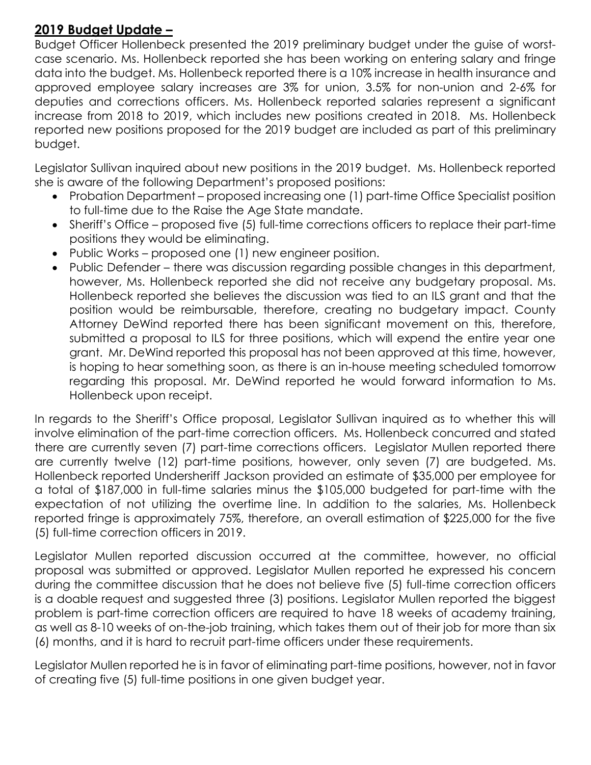## **2019 Budget Update –**

Budget Officer Hollenbeck presented the 2019 preliminary budget under the guise of worst-case scenario. Ms. Hollenbeck reported she has been working on entering salary and fringe data into the budget. Ms. Hollenbeck reported there is a 10% increase in health insurance and approved employee salary increases are 3% for union, 3.5% for non-union and 2-6% for deputies and corrections officers. Ms. Hollenbeck reported salaries represent a significant increase from 2018 to 2019, which includes new positions created in 2018. Ms. Hollenbeck reported new positions proposed for the 2019 budget are included as part of this preliminary budget.

Legislator Sullivan inquired about new positions in the 2019 budget. Ms. Hollenbeck reported she is aware of the following Department's proposed positions:

- Probation Department – proposed increasing one (1) part-time Office Specialist position to full-time due to the Raise the Age State mandate.
- Sheriff's Office – proposed five (5) full-time corrections officers to replace their part-time positions they would be eliminating.
- Public Works – proposed one (1) new engineer position.
- Public Defender – there was discussion regarding possible changes in this department, however, Ms. Hollenbeck reported she did not receive any budgetary proposal. Ms. Hollenbeck reported she believes the discussion was tied to an ILS grant and that the position would be reimbursable, therefore, creating no budgetary impact. County Attorney DeWind reported there has been significant movement on this, therefore, submitted a proposal to ILS for three positions, which will expend the entire year one grant. Mr. DeWind reported this proposal has not been approved at this time, however, is hoping to hear something soon, as there is an in-house meeting scheduled tomorrow regarding this proposal. Mr. DeWind reported he would forward information to Ms. Hollenbeck upon receipt.

In regards to the Sheriff's Office proposal, Legislator Sullivan inquired as to whether this will involve elimination of the part-time correction officers. Ms. Hollenbeck concurred and stated there are currently seven (7) part-time corrections officers. Legislator Mullen reported there are currently twelve (12) part-time positions, however, only seven (7) are budgeted. Ms. Hollenbeck reported Undersheriff Jackson provided an estimate of $35,000 per employee for a total of $187,000 in full-time salaries minus the $105,000 budgeted for part-time with the expectation of not utilizing the overtime line. In addition to the salaries, Ms. Hollenbeck reported fringe is approximately 75%, therefore, an overall estimation of $225,000 for the five (5) full-time correction officers in 2019.

Legislator Mullen reported discussion occurred at the committee, however, no official proposal was submitted or approved. Legislator Mullen reported he expressed his concern during the committee discussion that he does not believe five (5) full-time correction officers is a doable request and suggested three (3) positions. Legislator Mullen reported the biggest problem is part-time correction officers are required to have 18 weeks of academy training, as well as 8-10 weeks of on-the-job training, which takes them out of their job for more than six (6) months, and it is hard to recruit part-time officers under these requirements.

Legislator Mullen reported he is in favor of eliminating part-time positions, however, not in favor of creating five (5) full-time positions in one given budget year.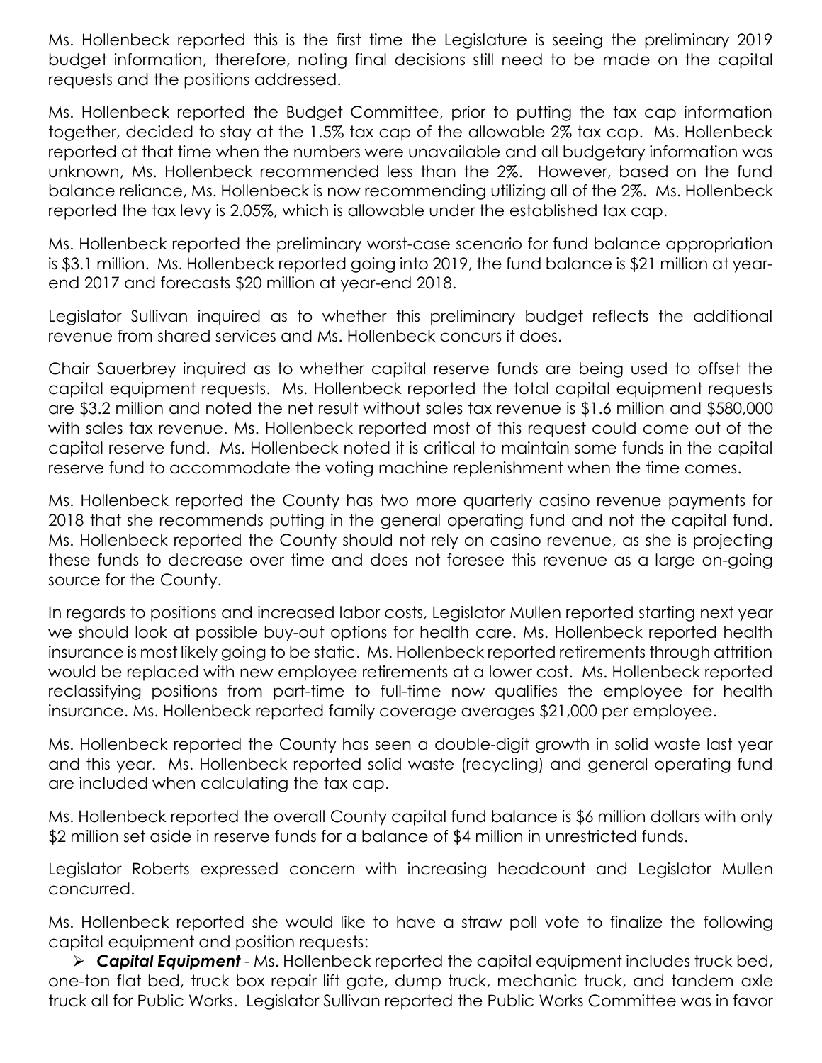Ms. Hollenbeck reported this is the first time the Legislature is seeing the preliminary 2019 budget information, therefore, noting final decisions still need to be made on the capital requests and the positions addressed.

Ms. Hollenbeck reported the Budget Committee, prior to putting the tax cap information together, decided to stay at the 1.5% tax cap of the allowable 2% tax cap. Ms. Hollenbeck reported at that time when the numbers were unavailable and all budgetary information was unknown, Ms. Hollenbeck recommended less than the 2%. However, based on the fund balance reliance, Ms. Hollenbeck is now recommending utilizing all of the 2%. Ms. Hollenbeck reported the tax levy is 2.05%, which is allowable under the established tax cap.

Ms. Hollenbeck reported the preliminary worst-case scenario for fund balance appropriation is $3.1 million. Ms. Hollenbeck reported going into 2019, the fund balance is $21 million at year-end 2017 and forecasts $20 million at year-end 2018.

Legislator Sullivan inquired as to whether this preliminary budget reflects the additional revenue from shared services and Ms. Hollenbeck concurs it does.

Chair Sauerbrey inquired as to whether capital reserve funds are being used to offset the capital equipment requests. Ms. Hollenbeck reported the total capital equipment requests are $3.2 million and noted the net result without sales tax revenue is $1.6 million and $580,000 with sales tax revenue. Ms. Hollenbeck reported most of this request could come out of the capital reserve fund. Ms. Hollenbeck noted it is critical to maintain some funds in the capital reserve fund to accommodate the voting machine replenishment when the time comes.

Ms. Hollenbeck reported the County has two more quarterly casino revenue payments for 2018 that she recommends putting in the general operating fund and not the capital fund. Ms. Hollenbeck reported the County should not rely on casino revenue, as she is projecting these funds to decrease over time and does not foresee this revenue as a large on-going source for the County.

In regards to positions and increased labor costs, Legislator Mullen reported starting next year we should look at possible buy-out options for health care. Ms. Hollenbeck reported health insurance is most likely going to be static. Ms. Hollenbeck reported retirements through attrition would be replaced with new employee retirements at a lower cost. Ms. Hollenbeck reported reclassifying positions from part-time to full-time now qualifies the employee for health insurance. Ms. Hollenbeck reported family coverage averages $21,000 per employee.

Ms. Hollenbeck reported the County has seen a double-digit growth in solid waste last year and this year. Ms. Hollenbeck reported solid waste (recycling) and general operating fund are included when calculating the tax cap.

Ms. Hollenbeck reported the overall County capital fund balance is $6 million dollars with only $2 million set aside in reserve funds for a balance of $4 million in unrestricted funds.

Legislator Roberts expressed concern with increasing headcount and Legislator Mullen concurred.

Ms. Hollenbeck reported she would like to have a straw poll vote to finalize the following capital equipment and position requests:

- ***Capital Equipment*** - Ms. Hollenbeck reported the capital equipment includes truck bed, one-ton flat bed, truck box repair lift gate, dump truck, mechanic truck, and tandem axle truck all for Public Works. Legislator Sullivan reported the Public Works Committee was in favor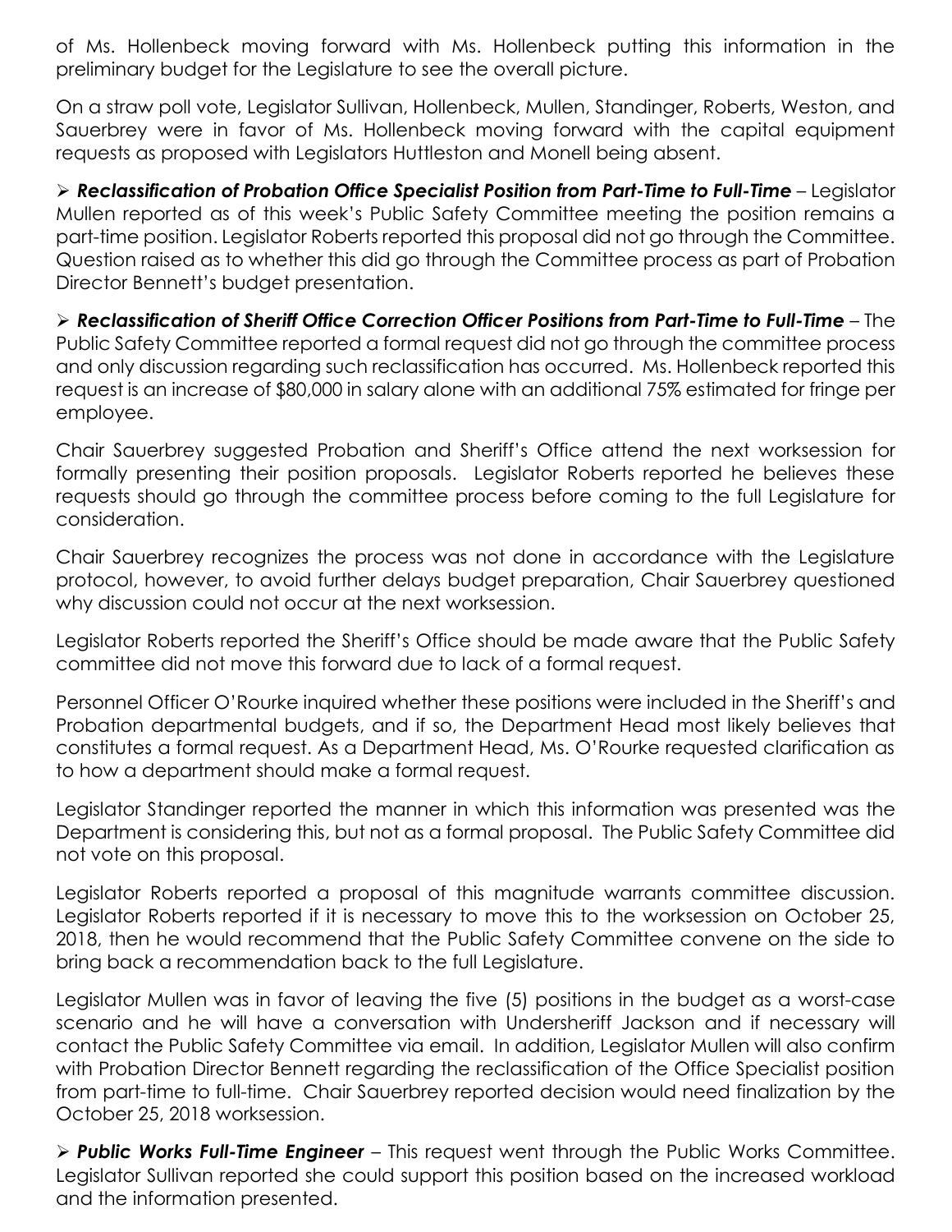of Ms. Hollenbeck moving forward with Ms. Hollenbeck putting this information in the preliminary budget for the Legislature to see the overall picture.

On a straw poll vote, Legislator Sullivan, Hollenbeck, Mullen, Standinger, Roberts, Weston, and Sauerbrey were in favor of Ms. Hollenbeck moving forward with the capital equipment requests as proposed with Legislators Huttleston and Monell being absent.

- ***Reclassification of Probation Office Specialist Position from Part-Time to Full-Time*** – Legislator Mullen reported as of this week's Public Safety Committee meeting the position remains a part-time position. Legislator Roberts reported this proposal did not go through the Committee. Question raised as to whether this did go through the Committee process as part of Probation Director Bennett's budget presentation.

- ***Reclassification of Sheriff Office Correction Officer Positions from Part-Time to Full-Time*** – The Public Safety Committee reported a formal request did not go through the committee process and only discussion regarding such reclassification has occurred. Ms. Hollenbeck reported this request is an increase of $80,000 in salary alone with an additional 75% estimated for fringe per employee.

Chair Sauerbrey suggested Probation and Sheriff's Office attend the next worksession for formally presenting their position proposals. Legislator Roberts reported he believes these requests should go through the committee process before coming to the full Legislature for consideration.

Chair Sauerbrey recognizes the process was not done in accordance with the Legislature protocol, however, to avoid further delays budget preparation, Chair Sauerbrey questioned why discussion could not occur at the next worksession.

Legislator Roberts reported the Sheriff's Office should be made aware that the Public Safety committee did not move this forward due to lack of a formal request.

Personnel Officer O'Rourke inquired whether these positions were included in the Sheriff's and Probation departmental budgets, and if so, the Department Head most likely believes that constitutes a formal request. As a Department Head, Ms. O'Rourke requested clarification as to how a department should make a formal request.

Legislator Standinger reported the manner in which this information was presented was the Department is considering this, but not as a formal proposal. The Public Safety Committee did not vote on this proposal.

Legislator Roberts reported a proposal of this magnitude warrants committee discussion. Legislator Roberts reported if it is necessary to move this to the worksession on October 25, 2018, then he would recommend that the Public Safety Committee convene on the side to bring back a recommendation back to the full Legislature.

Legislator Mullen was in favor of leaving the five (5) positions in the budget as a worst-case scenario and he will have a conversation with Undersheriff Jackson and if necessary will contact the Public Safety Committee via email. In addition, Legislator Mullen will also confirm with Probation Director Bennett regarding the reclassification of the Office Specialist position from part-time to full-time. Chair Sauerbrey reported decision would need finalization by the October 25, 2018 worksession.

- ***Public Works Full-Time Engineer*** – This request went through the Public Works Committee. Legislator Sullivan reported she could support this position based on the increased workload and the information presented.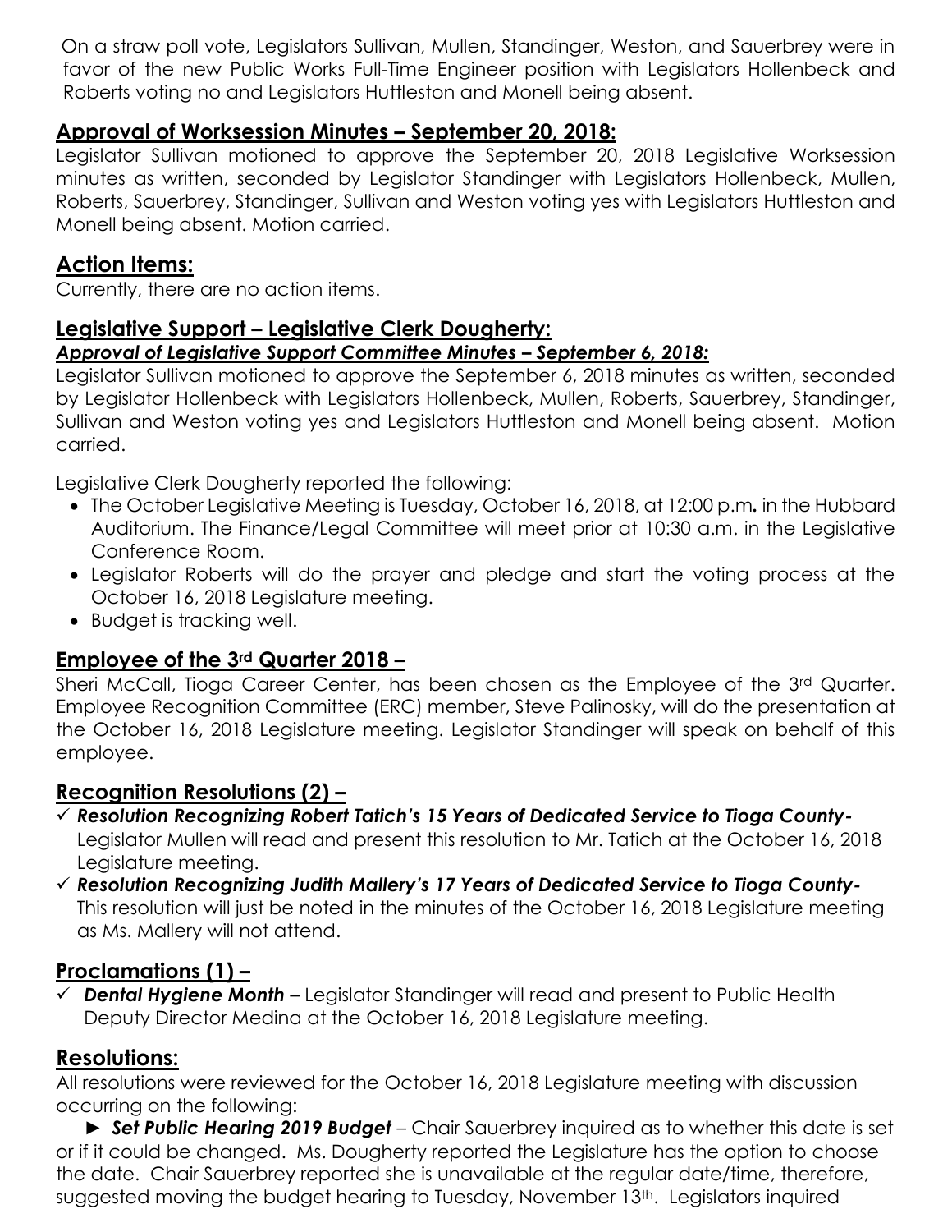On a straw poll vote, Legislators Sullivan, Mullen, Standinger, Weston, and Sauerbrey were in favor of the new Public Works Full-Time Engineer position with Legislators Hollenbeck and Roberts voting no and Legislators Huttleston and Monell being absent.

## Approval of Worksession Minutes – September 20, 2018:

Legislator Sullivan motioned to approve the September 20, 2018 Legislative Worksession minutes as written, seconded by Legislator Standinger with Legislators Hollenbeck, Mullen, Roberts, Sauerbrey, Standinger, Sullivan and Weston voting yes with Legislators Huttleston and Monell being absent. Motion carried.

## Action Items:

Currently, there are no action items.

## Legislative Support – Legislative Clerk Dougherty:

***Approval of Legislative Support Committee Minutes – September 6, 2018:***

Legislator Sullivan motioned to approve the September 6, 2018 minutes as written, seconded by Legislator Hollenbeck with Legislators Hollenbeck, Mullen, Roberts, Sauerbrey, Standinger, Sullivan and Weston voting yes and Legislators Huttleston and Monell being absent. Motion carried.

Legislative Clerk Dougherty reported the following:

- The October Legislative Meeting is Tuesday, October 16, 2018, at 12:00 p.m**.** in the Hubbard Auditorium. The Finance/Legal Committee will meet prior at 10:30 a.m. in the Legislative Conference Room.
- Legislator Roberts will do the prayer and pledge and start the voting process at the October 16, 2018 Legislature meeting.
- Budget is tracking well.

## Employee of the 3rd Quarter 2018 –

Sheri McCall, Tioga Career Center, has been chosen as the Employee of the 3rd Quarter. Employee Recognition Committee (ERC) member, Steve Palinosky, will do the presentation at the October 16, 2018 Legislature meeting. Legislator Standinger will speak on behalf of this employee.

## Recognition Resolutions (2) –

- ✓ ***Resolution Recognizing Robert Tatich's 15 Years of Dedicated Service to Tioga County-*** Legislator Mullen will read and present this resolution to Mr. Tatich at the October 16, 2018 Legislature meeting.
- ✓ ***Resolution Recognizing Judith Mallery's 17 Years of Dedicated Service to Tioga County-*** This resolution will just be noted in the minutes of the October 16, 2018 Legislature meeting as Ms. Mallery will not attend.

## Proclamations (1) –

- ✓ ***Dental Hygiene Month*** – Legislator Standinger will read and present to Public Health Deputy Director Medina at the October 16, 2018 Legislature meeting.

## Resolutions:

All resolutions were reviewed for the October 16, 2018 Legislature meeting with discussion occurring on the following:

► ***Set Public Hearing 2019 Budget*** – Chair Sauerbrey inquired as to whether this date is set or if it could be changed. Ms. Dougherty reported the Legislature has the option to choose the date. Chair Sauerbrey reported she is unavailable at the regular date/time, therefore, suggested moving the budget hearing to Tuesday, November 13th. Legislators inquired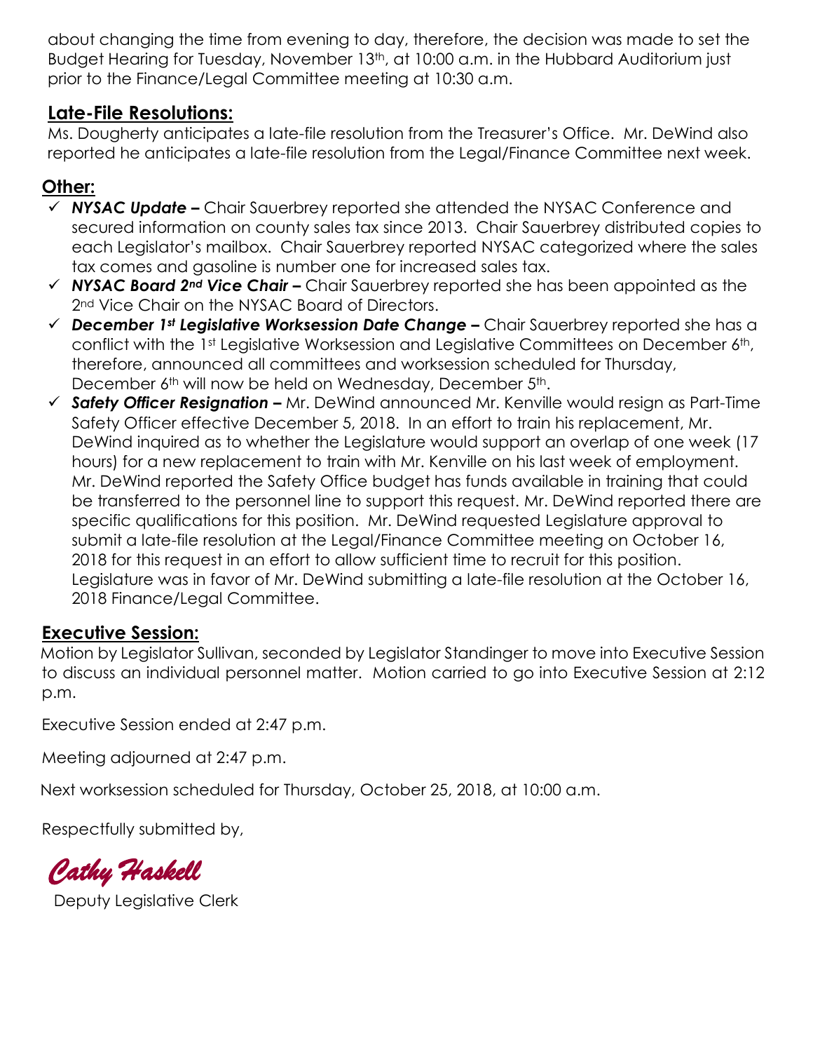about changing the time from evening to day, therefore, the decision was made to set the Budget Hearing for Tuesday, November 13th, at 10:00 a.m. in the Hubbard Auditorium just prior to the Finance/Legal Committee meeting at 10:30 a.m.

## Late-File Resolutions:

Ms. Dougherty anticipates a late-file resolution from the Treasurer's Office. Mr. DeWind also reported he anticipates a late-file resolution from the Legal/Finance Committee next week.

## Other:

- ✓ ***NYSAC Update –*** Chair Sauerbrey reported she attended the NYSAC Conference and secured information on county sales tax since 2013. Chair Sauerbrey distributed copies to each Legislator's mailbox. Chair Sauerbrey reported NYSAC categorized where the sales tax comes and gasoline is number one for increased sales tax.
- ✓ ***NYSAC Board 2nd Vice Chair –*** Chair Sauerbrey reported she has been appointed as the 2nd Vice Chair on the NYSAC Board of Directors.
- ✓ ***December 1st Legislative Worksession Date Change –*** Chair Sauerbrey reported she has a conflict with the 1st Legislative Worksession and Legislative Committees on December 6th, therefore, announced all committees and worksession scheduled for Thursday, December 6th will now be held on Wednesday, December 5th.
- ✓ ***Safety Officer Resignation –*** Mr. DeWind announced Mr. Kenville would resign as Part-Time Safety Officer effective December 5, 2018. In an effort to train his replacement, Mr. DeWind inquired as to whether the Legislature would support an overlap of one week (17 hours) for a new replacement to train with Mr. Kenville on his last week of employment. Mr. DeWind reported the Safety Office budget has funds available in training that could be transferred to the personnel line to support this request. Mr. DeWind reported there are specific qualifications for this position. Mr. DeWind requested Legislature approval to submit a late-file resolution at the Legal/Finance Committee meeting on October 16, 2018 for this request in an effort to allow sufficient time to recruit for this position. Legislature was in favor of Mr. DeWind submitting a late-file resolution at the October 16, 2018 Finance/Legal Committee.

## Executive Session:

Motion by Legislator Sullivan, seconded by Legislator Standinger to move into Executive Session to discuss an individual personnel matter. Motion carried to go into Executive Session at 2:12 p.m.

Executive Session ended at 2:47 p.m.

Meeting adjourned at 2:47 p.m.

Next worksession scheduled for Thursday, October 25, 2018, at 10:00 a.m.

Respectfully submitted by,

*Cathy Haskell*

Deputy Legislative Clerk